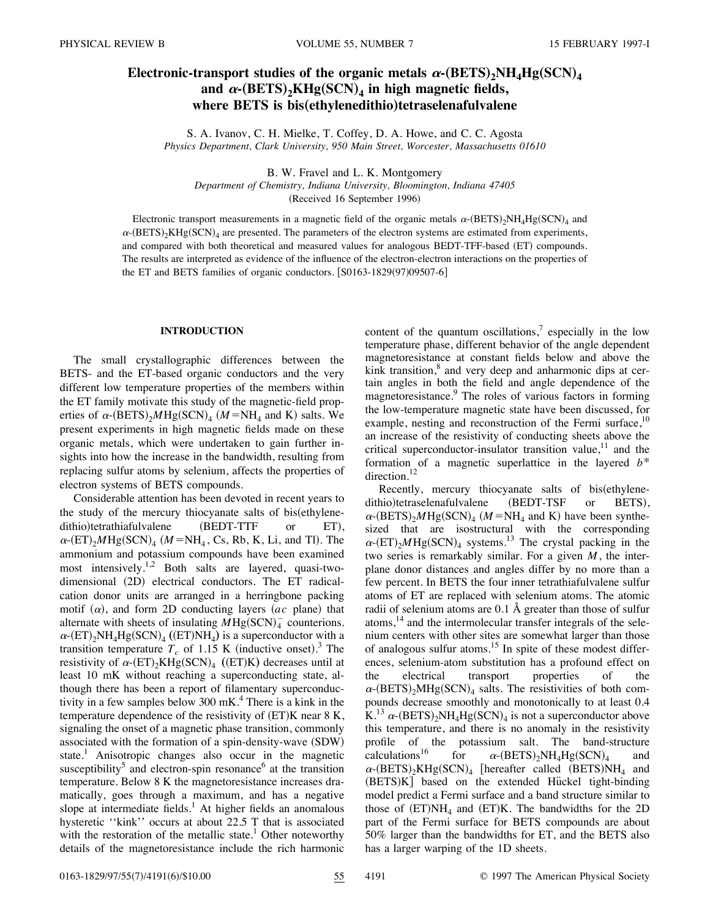# Electronic-transport studies of the organic metals α-$(BETS)_2NH_4Hg(SCN)_4$ and α-$(BETS)_2KHg(SCN)_4$ in high magnetic fields, where BETS is bis(ethylenedithio)tetraselenafulvalene

S. A. Ivanov, C. H. Mielke, T. Coffey, D. A. Howe, and C. C. Agosta
*Physics Department, Clark University, 950 Main Street, Worcester, Massachusetts 01610*

B. W. Fravel and L. K. Montgomery
*Department of Chemistry, Indiana University, Bloomington, Indiana 47405*
(Received 16 September 1996)

Electronic transport measurements in a magnetic field of the organic metals α-$(BETS)_2NH_4Hg(SCN)_4$ and α-$(BETS)_2KHg(SCN)_4$ are presented. The parameters of the electron systems are estimated from experiments, and compared with both theoretical and measured values for analogous BEDT-TFF-based (ET) compounds. The results are interpreted as evidence of the influence of the electron-electron interactions on the properties of the ET and BETS families of organic conductors. [S0163-1829(97)09507-6]

## INTRODUCTION

The small crystallographic differences between the BETS- and the ET-based organic conductors and the very different low temperature properties of the members within the ET family motivate this study of the magnetic-field properties of α-$(BETS)_2M Hg(SCN)_4$ ($M$=$NH_4$ and K). We present experiments in high magnetic fields made on these organic metals, which were undertaken to gain further insights into how the increase in the bandwidth, resulting from replacing sulfur atoms by selenium, affects the properties of electron systems of BETS compounds.

Considerable attention has been devoted in recent years to the study of the mercury thiocyanate salts of bis(ethylenedithio)tetrathiafulvalene (BEDT-TTF or ET), α-$(ET)_2M Hg(SCN)_4$ ($M$=$NH_4$, Cs, Rb, K, Li, and Tl). The ammonium and potassium compounds have been examined most intensively.[1,2] Both salts are layered, quasi-two-dimensional (2D) electrical conductors. The ET radical-cation donor units are arranged in a herringbone packing motif (α), and form 2D conducting layers ($ac$ plane) that alternate with sheets of insulating $M Hg(SCN)_4^-$ counterions. α-$(ET)_2NH_4Hg(SCN)_4$ ($(ET)NH_4$) is a superconductor with a transition temperature $T_c$ of 1.15 K (inductive onset).[3] The resistivity of α-$(ET)_2KHg(SCN)_4$ ((ET)K) decreases until at least 10 mK without reaching a superconducting state, although there has been a report of filamentary superconductivity in a few samples below 300 mK.[4] There is a kink in the temperature dependence of the resistivity of (ET)K near 8 K, signaling the onset of a magnetic phase transition, commonly associated with the formation of a spin-density-wave (SDW) state.[1] Anisotropic changes also occur in the magnetic susceptibility[5] and electron-spin resonance[6] at the transition temperature. Below 8 K the magnetoresistance increases dramatically, goes through a maximum, and has a negative slope at intermediate fields.[1] At higher fields an anomalous hysteretic "kink" occurs at about 22.5 T that is associated with the restoration of the metallic state.[1] Other noteworthy details of the magnetoresistance include the rich harmonic content of the quantum oscillations,[7] especially in the low temperature phase, different behavior of the angle dependent magnetoresistance at constant fields below and above the kink transition,[8] and very deep and anharmonic dips at certain angles in both the field and angle dependence of the magnetoresistance.[9] The roles of various factors in forming the low-temperature magnetic state have been discussed, for example, nesting and reconstruction of the Fermi surface,[10] an increase of the resistivity of conducting sheets above the critical superconductor-insulator transition value,[11] and the formation of a magnetic superlattice in the layered $b^*$ direction.[12]

Recently, mercury thiocyanate salts of bis(ethylenedithio)tetraselenafulvalene (BEDT-TSF or BETS), α-$(BETS)_2M Hg(SCN)_4$ ($M$=$NH_4$ and K) have been synthesized that are isostructural with the corresponding α-$(ET)_2M Hg(SCN)_4$ systems.[13] The crystal packing in the two series is remarkably similar. For a given $M$, the interplane donor distances and angles differ by no more than a few percent. In BETS the four inner tetrathiafulvalene sulfur atoms of ET are replaced with selenium atoms. The atomic radii of selenium atoms are 0.1 Å greater than those of sulfur atoms,[14] and the intermolecular transfer integrals of the selenium centers with other sites are somewhat larger than those of analogous sulfur atoms.[15] In spite of these modest differences, selenium-atom substitution has a profound effect on the electrical transport properties of the α-$(BETS)_2MHg(SCN)_4$ salts. The resistivities of both compounds decrease smoothly and monotonically to at least 0.4 K.[13] α-$(BETS)_2NH_4Hg(SCN)_4$ is not a superconductor above this temperature, and there is no anomaly in the resistivity profile of the potassium salt. The band-structure calculations[16] for α-$(BETS)_2NH_4Hg(SCN)_4$ and α-$(BETS)_2KHg(SCN)_4$ [hereafter called $(BETS)NH_4$ and (BETS)K] based on the extended Hückel tight-binding model predict a Fermi surface and a band structure similar to those of $(ET)NH_4$ and (ET)K. The bandwidths for the 2D part of the Fermi surface for BETS compounds are about 50% larger than the bandwidths for ET, and the BETS also has a larger warping of the 1D sheets.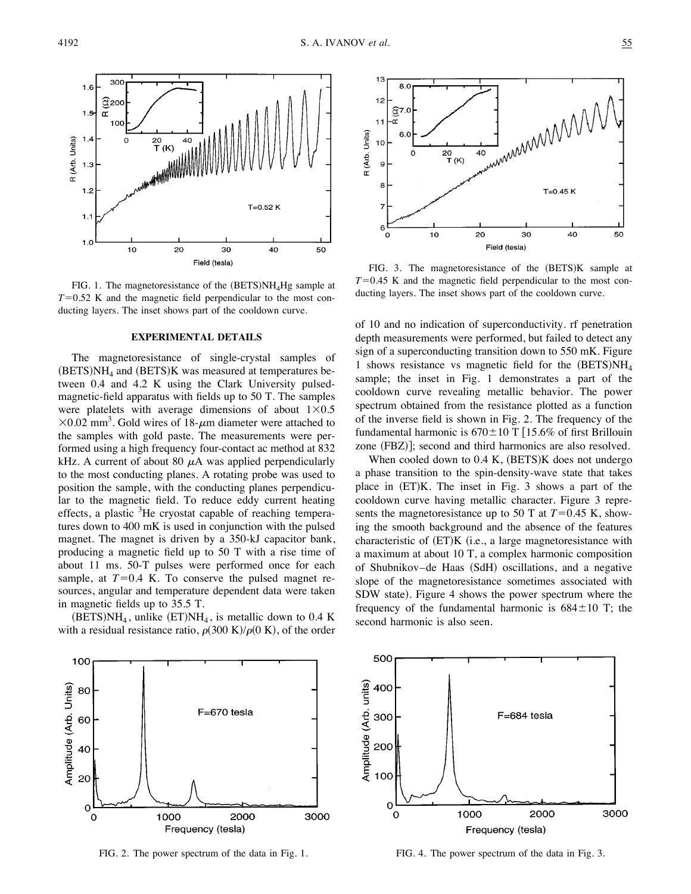FIG. 1. The magnetoresistance of the $(BETS)NH_4Hg$ sample at $T=0.52$ K and the magnetic field perpendicular to the most conducting layers. The inset shows part of the cooldown curve.

FIG. 3. The magnetoresistance of the (BETS)K sample at $T=0.45$ K and the magnetic field perpendicular to the most conducting layers. The inset shows part of the cooldown curve.

## EXPERIMENTAL DETAILS

The magnetoresistance of single-crystal samples of $(BETS)NH_4$ and (BETS)K was measured at temperatures between 0.4 and 4.2 K using the Clark University pulsed-magnetic-field apparatus with fields up to 50 T. The samples were platelets with average dimensions of about $1 \times 0.5 \times 0.02$ mm$^3$. Gold wires of 18-$\mu$m diameter were attached to the samples with gold paste. The measurements were performed using a high frequency four-contact ac method at 832 kHz. A current of about 80 $\mu$A was applied perpendicularly to the most conducting planes. A rotating probe was used to position the sample, with the conducting planes perpendicular to the magnetic field. To reduce eddy current heating effects, a plastic $^3$He cryostat capable of reaching temperatures down to 400 mK is used in conjunction with the pulsed magnet. The magnet is driven by a 350-kJ capacitor bank, producing a magnetic field up to 50 T with a rise time of about 11 ms. 50-T pulses were performed once for each sample, at $T=0.4$ K. To conserve the pulsed magnet resources, angular and temperature dependent data were taken in magnetic fields up to 35.5 T.

$(BETS)NH_4$, unlike $(ET)NH_4$, is metallic down to 0.4 K with a residual resistance ratio, $\rho(300\text{ K})/\rho(0\text{ K})$, of the order of 10 and no indication of superconductivity. rf penetration depth measurements were performed, but failed to detect any sign of a superconducting transition down to 550 mK. Figure 1 shows resistance vs magnetic field for the $(BETS)NH_4$ sample; the inset in Fig. 1 demonstrates a part of the cooldown curve revealing metallic behavior. The power spectrum obtained from the resistance plotted as a function of the inverse field is shown in Fig. 2. The frequency of the fundamental harmonic is $670 \pm 10$ T [15.6% of first Brillouin zone (FBZ)]; second and third harmonics are also resolved.

When cooled down to 0.4 K, (BETS)K does not undergo a phase transition to the spin-density-wave state that takes place in (ET)K. The inset in Fig. 3 shows a part of the cooldown curve having metallic character. Figure 3 represents the magnetoresistance up to 50 T at $T=0.45$ K, showing the smooth background and the absence of the features characteristic of (ET)K (i.e., a large magnetoresistance with a maximum at about 10 T, a complex harmonic composition of Shubnikov–de Haas (SdH) oscillations, and a negative slope of the magnetoresistance sometimes associated with SDW state). Figure 4 shows the power spectrum where the frequency of the fundamental harmonic is $684 \pm 10$ T; the second harmonic is also seen.

FIG. 2. The power spectrum of the data in Fig. 1.

FIG. 4. The power spectrum of the data in Fig. 3.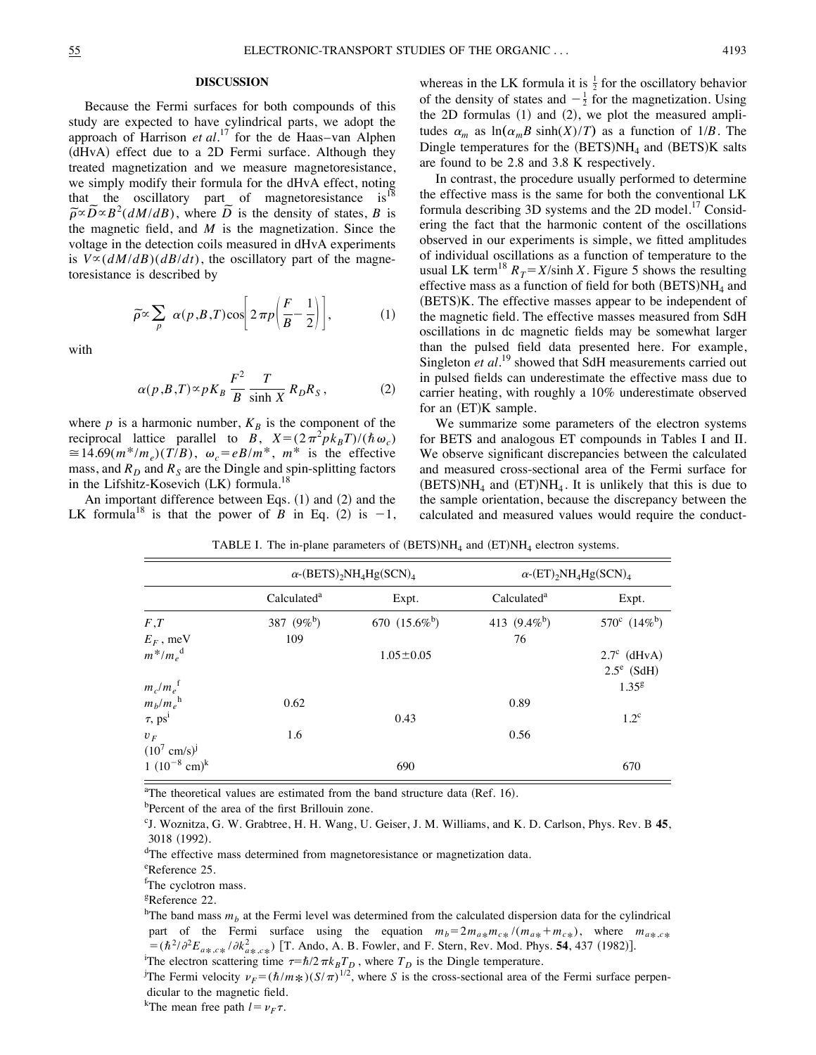## DISCUSSION

Because the Fermi surfaces for both compounds of this study are expected to have cylindrical parts, we adopt the approach of Harrison *et al.*[17] for the de Haas–van Alphen (dHvA) effect due to a 2D Fermi surface. Although they treated magnetization and we measure magnetoresistance, we simply modify their formula for the dHvA effect, noting that the oscillatory part of magnetoresistance is[18] $\tilde{\rho} \propto \tilde{D} \propto B^2(dM/dB)$, where $\tilde{D}$ is the density of states, $B$ is the magnetic field, and $M$ is the magnetization. Since the voltage in the detection coils measured in dHvA experiments is $V \propto (dM/dB)(dB/dt)$, the oscillatory part of the magnetoresistance is described by

$$\tilde{\rho} \propto \sum_p \alpha(p,B,T) \cos\left[2\pi p\left(\frac{F}{B} - \frac{1}{2}\right)\right], \tag{1}$$

with

$$\alpha(p,B,T) \propto pK_B \frac{F^2}{B} \frac{T}{\sinh X} R_D R_S, \tag{2}$$

where $p$ is a harmonic number, $K_B$ is the component of the reciprocal lattice parallel to $B$, $X = (2\pi^2 p k_B T)/(\hbar\omega_c) \cong 14.69(m^*/m_e)(T/B)$, $\omega_c = eB/m^*$, $m^*$ is the effective mass, and $R_D$ and $R_S$ are the Dingle and spin-splitting factors in the Lifshitz-Kosevich (LK) formula.[18]

An important difference between Eqs. (1) and (2) and the LK formula[18] is that the power of $B$ in Eq. (2) is $-1$, whereas in the LK formula it is $\frac{1}{2}$ for the oscillatory behavior of the density of states and $-\frac{1}{2}$ for the magnetization. Using the 2D formulas (1) and (2), we plot the measured amplitudes $\alpha_m$ as $\ln(\alpha_m B \sinh(X)/T)$ as a function of $1/B$. The Dingle temperatures for the (BETS)$NH_4$ and (BETS)K salts are found to be 2.8 and 3.8 K respectively.

In contrast, the procedure usually performed to determine the effective mass is the same for both the conventional LK formula describing 3D systems and the 2D model.[17] Considering the fact that the harmonic content of the oscillations observed in our experiments is simple, we fitted amplitudes of individual oscillations as a function of temperature to the usual LK term[18] $R_T = X/\sinh X$. Figure 5 shows the resulting effective mass as a function of field for both (BETS)$NH_4$ and (BETS)K. The effective masses appear to be independent of the magnetic field. The effective masses measured from SdH oscillations in dc magnetic fields may be somewhat larger than the pulsed field data presented here. For example, Singleton *et al.*[19] showed that SdH measurements carried out in pulsed fields can underestimate the effective mass due to carrier heating, with roughly a 10% underestimate observed for an (ET)K sample.

We summarize some parameters of the electron systems for BETS and analogous ET compounds in Tables I and II. We observe significant discrepancies between the calculated and measured cross-sectional area of the Fermi surface for (BETS)$NH_4$ and (ET)$NH_4$. It is unlikely that this is due to the sample orientation, because the discrepancy between the calculated and measured values would require the conduct-

TABLE I. The in-plane parameters of (BETS)$NH_4$ and (ET)$NH_4$ electron systems.

| | α-$(BETS)_2NH_4Hg(SCN)_4$ | | α-$(ET)_2NH_4Hg(SCN)_4$ | |
|---|---|---|---|---|
| | Calculated[a] | Expt. | Calculated[a] | Expt. |
| $F$,T | 387 (9%[b]) | 670 (15.6%[b]) | 413 (9.4%[b]) | 570[c] (14%[b]) |
| $E_F$, meV | 109 | | 76 | |
| $m^*/m_e$[d] | | 1.05±0.05 | | 2.7[c] (dHvA) 2.5[e] (SdH) |
| $m_c/m_e$[f] | | | | 1.35[g] |
| $m_b/m_e$[h] | 0.62 | | 0.89 | |
| $\tau$, ps[i] | | 0.43 | | 1.2[c] |
| $v_F$ ($10^7$ cm/s)[j] | 1.6 | | 0.56 | |
| 1 ($10^{-8}$ cm)[k] | | 690 | | 670 |

[a]The theoretical values are estimated from the band structure data (Ref. 16).

[b]Percent of the area of the first Brillouin zone.

[c]J. Woznitza, G. W. Grabtree, H. H. Wang, U. Geiser, J. M. Williams, and K. D. Carlson, Phys. Rev. B **45**, 3018 (1992).

[d]The effective mass determined from magnetoresistance or magnetization data.

[e]Reference 25.

[f]The cyclotron mass.

[g]Reference 22.

[h]The band mass $m_b$ at the Fermi level was determined from the calculated dispersion data for the cylindrical part of the Fermi surface using the equation $m_b = 2m_{a*}m_{c*}/(m_{a*} + m_{c*})$, where $m_{a*,c*} = (\hbar^2/\partial^2 E_{a*,c*}/\partial k^2_{a*,c*})$ [T. Ando, A. B. Fowler, and F. Stern, Rev. Mod. Phys. **54**, 437 (1982)].

[i]The electron scattering time $\tau = \hbar/2\pi k_B T_D$, where $T_D$ is the Dingle temperature.

[j]The Fermi velocity $v_F = (\hbar/m*)(S/\pi)^{1/2}$, where $S$ is the cross-sectional area of the Fermi surface perpendicular to the magnetic field.

[k]The mean free path $l = v_F \tau$.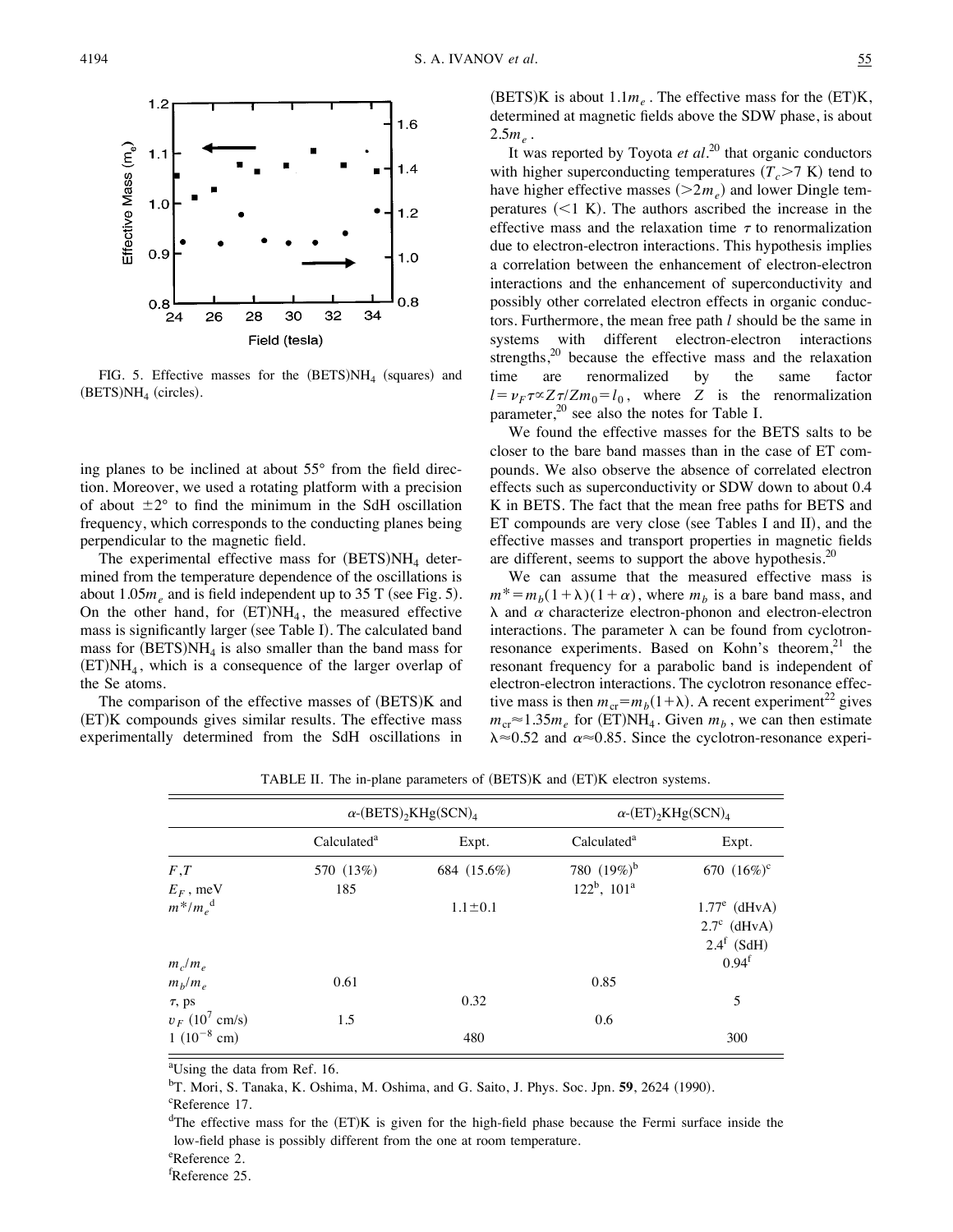FIG. 5. Effective masses for the $(BETS)NH_4$ (squares) and $(BETS)NH_4$ (circles).

ing planes to be inclined at about 55° from the field direction. Moreover, we used a rotating platform with a precision of about ±2° to find the minimum in the SdH oscillation frequency, which corresponds to the conducting planes being perpendicular to the magnetic field.

The experimental effective mass for $(BETS)NH_4$ determined from the temperature dependence of the oscillations is about $1.05m_e$ and is field independent up to 35 T (see Fig. 5). On the other hand, for $(ET)NH_4$, the measured effective mass is significantly larger (see Table I). The calculated band mass for $(BETS)NH_4$ is also smaller than the band mass for $(ET)NH_4$, which is a consequence of the larger overlap of the Se atoms.

The comparison of the effective masses of (BETS)K and (ET)K compounds gives similar results. The effective mass experimentally determined from the SdH oscillations in (BETS)K is about $1.1m_e$. The effective mass for the (ET)K, determined at magnetic fields above the SDW phase, is about $2.5m_e$.

It was reported by Toyota *et al.*[20] that organic conductors with higher superconducting temperatures ($T_c>7$ K) tend to have higher effective masses ($>2m_e$) and lower Dingle temperatures ($<1$ K). The authors ascribed the increase in the effective mass and the relaxation time $\tau$ to renormalization due to electron-electron interactions. This hypothesis implies a correlation between the enhancement of electron-electron interactions and the enhancement of superconductivity and possibly other correlated electron effects in organic conductors. Furthermore, the mean free path $l$ should be the same in systems with different electron-electron interactions strengths,[20] because the effective mass and the relaxation time are renormalized by the same factor $l=v_F\tau \propto Z\tau/Zm_0=l_0$, where $Z$ is the renormalization parameter,[20] see also the notes for Table I.

We found the effective masses for the BETS salts to be closer to the bare band masses than in the case of ET compounds. We also observe the absence of correlated electron effects such as superconductivity or SDW down to about 0.4 K in BETS. The fact that the mean free paths for BETS and ET compounds are very close (see Tables I and II), and the effective masses and transport properties in magnetic fields are different, seems to support the above hypothesis.[20]

We can assume that the measured effective mass is $m^*=m_b(1+\lambda)(1+\alpha)$, where $m_b$ is a bare band mass, and $\lambda$ and $\alpha$ characterize electron-phonon and electron-electron interactions. The parameter $\lambda$ can be found from cyclotron-resonance experiments. Based on Kohn's theorem,[21] the resonant frequency for a parabolic band is independent of electron-electron interactions. The cyclotron resonance effective mass is then $m_{cr}=m_b(1+\lambda)$. A recent experiment[22] gives $m_{cr}\approx 1.35m_e$ for $(ET)NH_4$. Given $m_b$, we can then estimate $\lambda\approx 0.52$ and $\alpha\approx 0.85$. Since the cyclotron-resonance experi-

TABLE II. The in-plane parameters of (BETS)K and (ET)K electron systems.

| | $\alpha$-$(BETS)_2KHg(SCN)_4$ | | $\alpha$-$(ET)_2KHg(SCN)_4$ | |
|---|---|---|---|---|
| | Calculated[a] | Expt. | Calculated[a] | Expt. |
| $F,T$ | 570 (13%) | 684 (15.6%) | 780 (19%)[b] | 670 (16%)[c] |
| $E_F$, meV | 185 | | 122[b], 101[a] | |
| $m^*/m_e$[d] | | 1.1±0.1 | | 1.77[e] (dHvA)<br>2.7[c] (dHvA)<br>2.4[f] (SdH) |
| $m_c/m_e$ | | | | 0.94[f] |
| $m_b/m_e$ | 0.61 | | 0.85 | |
| $\tau$, ps | | 0.32 | | 5 |
| $v_F$ ($10^7$ cm/s) | 1.5 | | 0.6 | |
| 1 ($10^{-8}$ cm) | | 480 | | 300 |

[a]Using the data from Ref. 16.
[b]T. Mori, S. Tanaka, K. Oshima, M. Oshima, and G. Saito, J. Phys. Soc. Jpn. **59**, 2624 (1990).
[c]Reference 17.
[d]The effective mass for the (ET)K is given for the high-field phase because the Fermi surface inside the low-field phase is possibly different from the one at room temperature.
[e]Reference 2.
[f]Reference 25.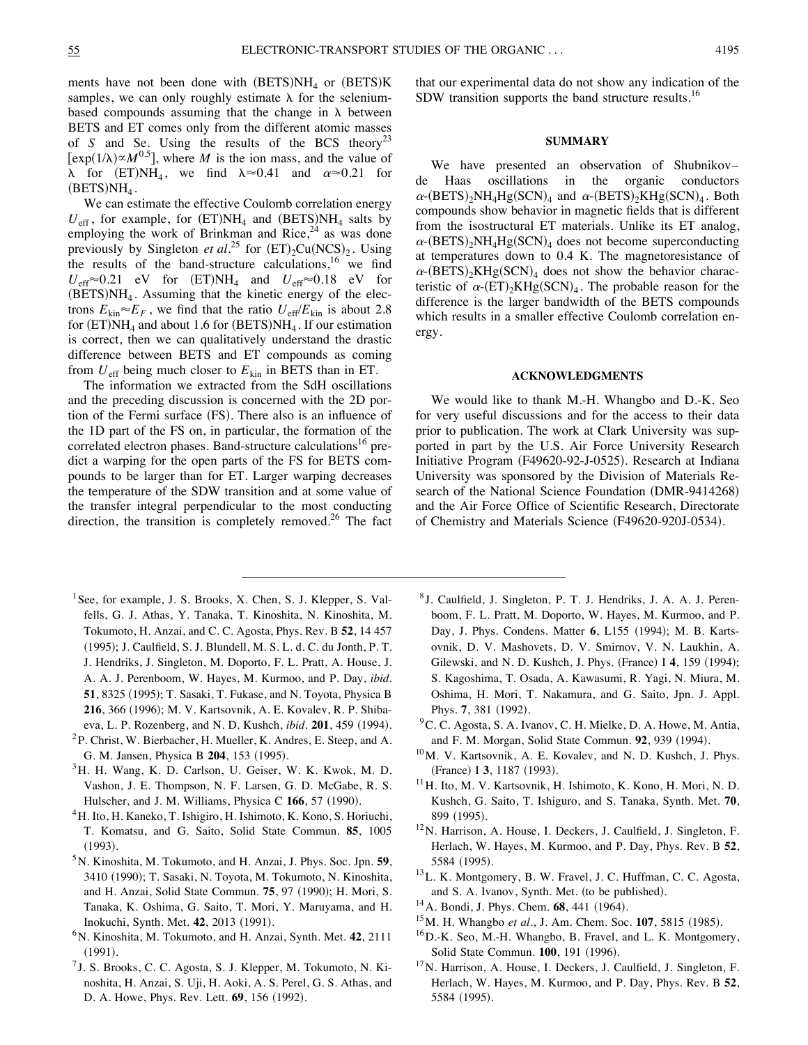ments have not been done with $(BETS)NH_4$ or $(BETS)K$ samples, we can only roughly estimate $\lambda$ for the selenium-based compounds assuming that the change in $\lambda$ between BETS and ET comes only from the different atomic masses of $S$ and Se. Using the results of the BCS theory[23] [$\exp(1/\lambda) \propto M^{0.5}$], where $M$ is the ion mass, and the value of $\lambda$ for $(ET)NH_4$, we find $\lambda \approx 0.41$ and $\alpha \approx 0.21$ for $(BETS)NH_4$.

We can estimate the effective Coulomb correlation energy $U_{\mathrm{eff}}$, for example, for $(ET)NH_4$ and $(BETS)NH_4$ salts by employing the work of Brinkman and Rice,[24] as was done previously by Singleton *et al.*[25] for $(ET)_2Cu(NCS)_2$. Using the results of the band-structure calculations,[16] we find $U_{\mathrm{eff}} \approx 0.21$ eV for $(ET)NH_4$ and $U_{\mathrm{eff}} \approx 0.18$ eV for $(BETS)NH_4$. Assuming that the kinetic energy of the electrons $E_{\mathrm{kin}} \approx E_F$, we find that the ratio $U_{\mathrm{eff}}/E_{\mathrm{kin}}$ is about 2.8 for $(ET)NH_4$ and about 1.6 for $(BETS)NH_4$. If our estimation is correct, then we can qualitatively understand the drastic difference between BETS and ET compounds as coming from $U_{\mathrm{eff}}$ being much closer to $E_{\mathrm{kin}}$ in BETS than in ET.

The information we extracted from the SdH oscillations and the preceding discussion is concerned with the 2D portion of the Fermi surface (FS). There also is an influence of the 1D part of the FS on, in particular, the formation of the correlated electron phases. Band-structure calculations[16] predict a warping for the open parts of the FS for BETS compounds to be larger than for ET. Larger warping decreases the temperature of the SDW transition and at some value of the transfer integral perpendicular to the most conducting direction, the transition is completely removed.[26] The fact that our experimental data do not show any indication of the SDW transition supports the band structure results.[16]

## SUMMARY

We have presented an observation of Shubnikov–de Haas oscillations in the organic conductors $\alpha$-$(BETS)_2NH_4Hg(SCN)_4$ and $\alpha$-$(BETS)_2KHg(SCN)_4$. Both compounds show behavior in magnetic fields that is different from the isostructural ET materials. Unlike its ET analog, $\alpha$-$(BETS)_2NH_4Hg(SCN)_4$ does not become superconducting at temperatures down to 0.4 K. The magnetoresistance of $\alpha$-$(BETS)_2KHg(SCN)_4$ does not show the behavior characteristic of $\alpha$-$(ET)_2KHg(SCN)_4$. The probable reason for the difference is the larger bandwidth of the BETS compounds which results in a smaller effective Coulomb correlation energy.

## ACKNOWLEDGMENTS

We would like to thank M.-H. Whangbo and D.-K. Seo for very useful discussions and for the access to their data prior to publication. The work at Clark University was supported in part by the U.S. Air Force University Research Initiative Program (F49620-92-J-0525). Research at Indiana University was sponsored by the Division of Materials Research of the National Science Foundation (DMR-9414268) and the Air Force Office of Scientific Research, Directorate of Chemistry and Materials Science (F49620-920J-0534).

---

[1] See, for example, J. S. Brooks, X. Chen, S. J. Klepper, S. Valfells, G. J. Athas, Y. Tanaka, T. Kinoshita, N. Kinoshita, M. Tokumoto, H. Anzai, and C. C. Agosta, Phys. Rev. B **52**, 14 457 (1995); J. Caulfield, S. J. Blundell, M. S. L. d. C. du Jonth, P. T. J. Hendriks, J. Singleton, M. Doporto, F. L. Pratt, A. House, J. A. A. J. Perenboom, W. Hayes, M. Kurmoo, and P. Day, *ibid.* **51**, 8325 (1995); T. Sasaki, T. Fukase, and N. Toyota, Physica B **216**, 366 (1996); M. V. Kartsovnik, A. E. Kovalev, R. P. Shibaeva, L. P. Rozenberg, and N. D. Kushch, *ibid.* **201**, 459 (1994).

[2] P. Christ, W. Bierbacher, H. Mueller, K. Andres, E. Steep, and A. G. M. Jansen, Physica B **204**, 153 (1995).

[3] H. H. Wang, K. D. Carlson, U. Geiser, W. K. Kwok, M. D. Vashon, J. E. Thompson, N. F. Larsen, G. D. McGabe, R. S. Hulscher, and J. M. Williams, Physica C **166**, 57 (1990).

[4] H. Ito, H. Kaneko, T. Ishigiro, H. Ishimoto, K. Kono, S. Horiuchi, T. Komatsu, and G. Saito, Solid State Commun. **85**, 1005 (1993).

[5] N. Kinoshita, M. Tokumoto, and H. Anzai, J. Phys. Soc. Jpn. **59**, 3410 (1990); T. Sasaki, N. Toyota, M. Tokumoto, N. Kinoshita, and H. Anzai, Solid State Commun. **75**, 97 (1990); H. Mori, S. Tanaka, K. Oshima, G. Saito, T. Mori, Y. Maruyama, and H. Inokuchi, Synth. Met. **42**, 2013 (1991).

[6] N. Kinoshita, M. Tokumoto, and H. Anzai, Synth. Met. **42**, 2111 (1991).

[7] J. S. Brooks, C. C. Agosta, S. J. Klepper, M. Tokumoto, N. Kinoshita, H. Anzai, S. Uji, H. Aoki, A. S. Perel, G. S. Athas, and D. A. Howe, Phys. Rev. Lett. **69**, 156 (1992).

[8] J. Caulfield, J. Singleton, P. T. J. Hendriks, J. A. A. J. Perenboom, F. L. Pratt, M. Doporto, W. Hayes, M. Kurmoo, and P. Day, J. Phys. Condens. Matter **6**, L155 (1994); M. B. Kartsovnik, D. V. Mashovets, D. V. Smirnov, V. N. Laukhin, A. Gilewski, and N. D. Kushch, J. Phys. (France) I **4**, 159 (1994); S. Kagoshima, T. Osada, A. Kawasumi, R. Yagi, N. Miura, M. Oshima, H. Mori, T. Nakamura, and G. Saito, Jpn. J. Appl. Phys. **7**, 381 (1992).

[9] C. C. Agosta, S. A. Ivanov, C. H. Mielke, D. A. Howe, M. Antia, and F. M. Morgan, Solid State Commun. **92**, 939 (1994).

[10] M. V. Kartsovnik, A. E. Kovalev, and N. D. Kushch, J. Phys. (France) I **3**, 1187 (1993).

[11] H. Ito, M. V. Kartsovnik, H. Ishimoto, K. Kono, H. Mori, N. D. Kushch, G. Saito, T. Ishiguro, and S. Tanaka, Synth. Met. **70**, 899 (1995).

[12] N. Harrison, A. House, I. Deckers, J. Caulfield, J. Singleton, F. Herlach, W. Hayes, M. Kurmoo, and P. Day, Phys. Rev. B **52**, 5584 (1995).

[13] L. K. Montgomery, B. W. Fravel, J. C. Huffman, C. C. Agosta, and S. A. Ivanov, Synth. Met. (to be published).

[14] A. Bondi, J. Phys. Chem. **68**, 441 (1964).

[15] M. H. Whangbo *et al.*, J. Am. Chem. Soc. **107**, 5815 (1985).

[16] D.-K. Seo, M.-H. Whangbo, B. Fravel, and L. K. Montgomery, Solid State Commun. **100**, 191 (1996).

[17] N. Harrison, A. House, I. Deckers, J. Caulfield, J. Singleton, F. Herlach, W. Hayes, M. Kurmoo, and P. Day, Phys. Rev. B **52**, 5584 (1995).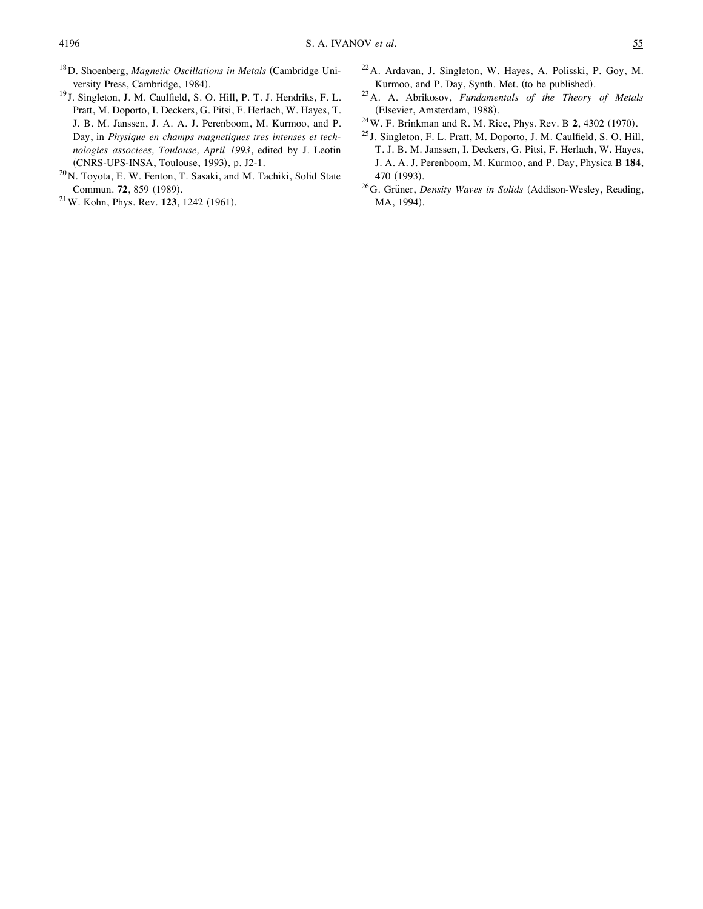[18] D. Shoenberg, *Magnetic Oscillations in Metals* (Cambridge University Press, Cambridge, 1984).

[19] J. Singleton, J. M. Caulfield, S. O. Hill, P. T. J. Hendriks, F. L. Pratt, M. Doporto, I. Deckers, G. Pitsi, F. Herlach, W. Hayes, T. J. B. M. Janssen, J. A. A. J. Perenboom, M. Kurmoo, and P. Day, in *Physique en champs magnetiques tres intenses et technologies associees, Toulouse, April 1993*, edited by J. Leotin (CNRS-UPS-INSA, Toulouse, 1993), p. J2-1.

[20] N. Toyota, E. W. Fenton, T. Sasaki, and M. Tachiki, Solid State Commun. **72**, 859 (1989).

[21] W. Kohn, Phys. Rev. **123**, 1242 (1961).

[22] A. Ardavan, J. Singleton, W. Hayes, A. Polisski, P. Goy, M. Kurmoo, and P. Day, Synth. Met. (to be published).

[23] A. A. Abrikosov, *Fundamentals of the Theory of Metals* (Elsevier, Amsterdam, 1988).

[24] W. F. Brinkman and R. M. Rice, Phys. Rev. B **2**, 4302 (1970).

[25] J. Singleton, F. L. Pratt, M. Doporto, J. M. Caulfield, S. O. Hill, T. J. B. M. Janssen, I. Deckers, G. Pitsi, F. Herlach, W. Hayes, J. A. A. J. Perenboom, M. Kurmoo, and P. Day, Physica B **184**, 470 (1993).

[26] G. Grüner, *Density Waves in Solids* (Addison-Wesley, Reading, MA, 1994).